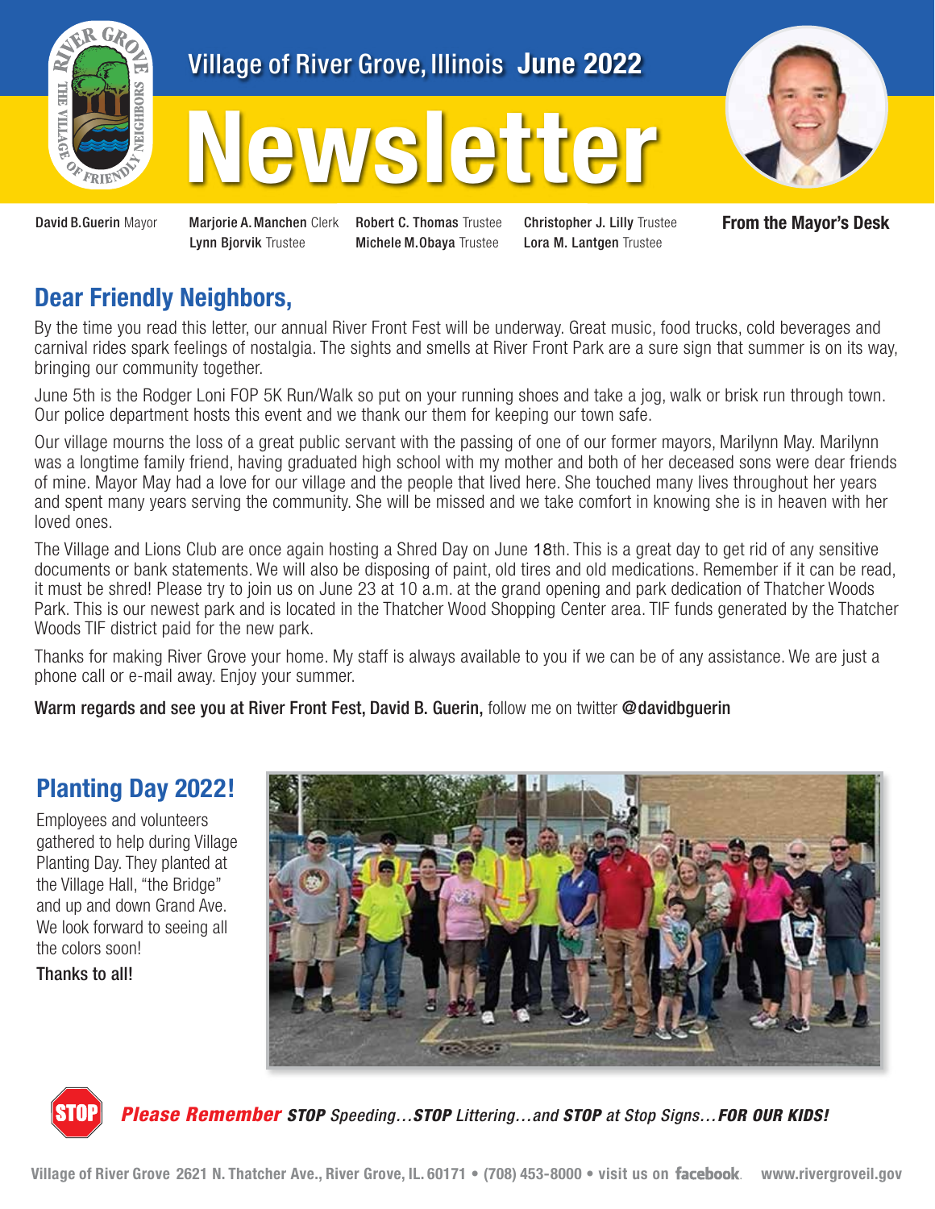# Village of River Grove, Illinois June 2022

# Newsletter

**David B. Guerin** Mayor  
**Marjorie A. Manchen** Clerk  
**Lynn Bjorvik** Trustee  
**Robert C. Thomas** Trustee  
**Michele M. Obaya** Trustee  
**Christopher J. Lilly** Trustee  
**Lora M. Lantgen** Trustee

**From the Mayor's Desk**

## Dear Friendly Neighbors,

By the time you read this letter, our annual River Front Fest will be underway. Great music, food trucks, cold beverages and carnival rides spark feelings of nostalgia. The sights and smells at River Front Park are a sure sign that summer is on its way, bringing our community together.

June 5th is the Rodger Loni FOP 5K Run/Walk so put on your running shoes and take a jog, walk or brisk run through town. Our police department hosts this event and we thank our them for keeping our town safe.

Our village mourns the loss of a great public servant with the passing of one of our former mayors, Marilynn May. Marilynn was a longtime family friend, having graduated high school with my mother and both of her deceased sons were dear friends of mine. Mayor May had a love for our village and the people that lived here. She touched many lives throughout her years and spent many years serving the community. She will be missed and we take comfort in knowing she is in heaven with her loved ones.

The Village and Lions Club are once again hosting a Shred Day on June 18th. This is a great day to get rid of any sensitive documents or bank statements. We will also be disposing of paint, old tires and old medications. Remember if it can be read, it must be shred! Please try to join us on June 23 at 10 a.m. at the grand opening and park dedication of Thatcher Woods Park. This is our newest park and is located in the Thatcher Wood Shopping Center area. TIF funds generated by the Thatcher Woods TIF district paid for the new park.

Thanks for making River Grove your home. My staff is always available to you if we can be of any assistance. We are just a phone call or e-mail away. Enjoy your summer.

**Warm regards and see you at River Front Fest, David B. Guerin,** follow me on twitter **@davidbguerin**

## Planting Day 2022!

Employees and volunteers gathered to help during Village Planting Day. They planted at the Village Hall, "the Bridge" and up and down Grand Ave. We look forward to seeing all the colors soon!

**Thanks to all!**

***Please Remember* STOP *Speeding…* STOP *Littering…and* STOP *at Stop Signs…* FOR OUR KIDS!**

Village of River Grove 2621 N. Thatcher Ave., River Grove, IL. 60171 • (708) 453-8000 • visit us on facebook. www.rivergroveil.gov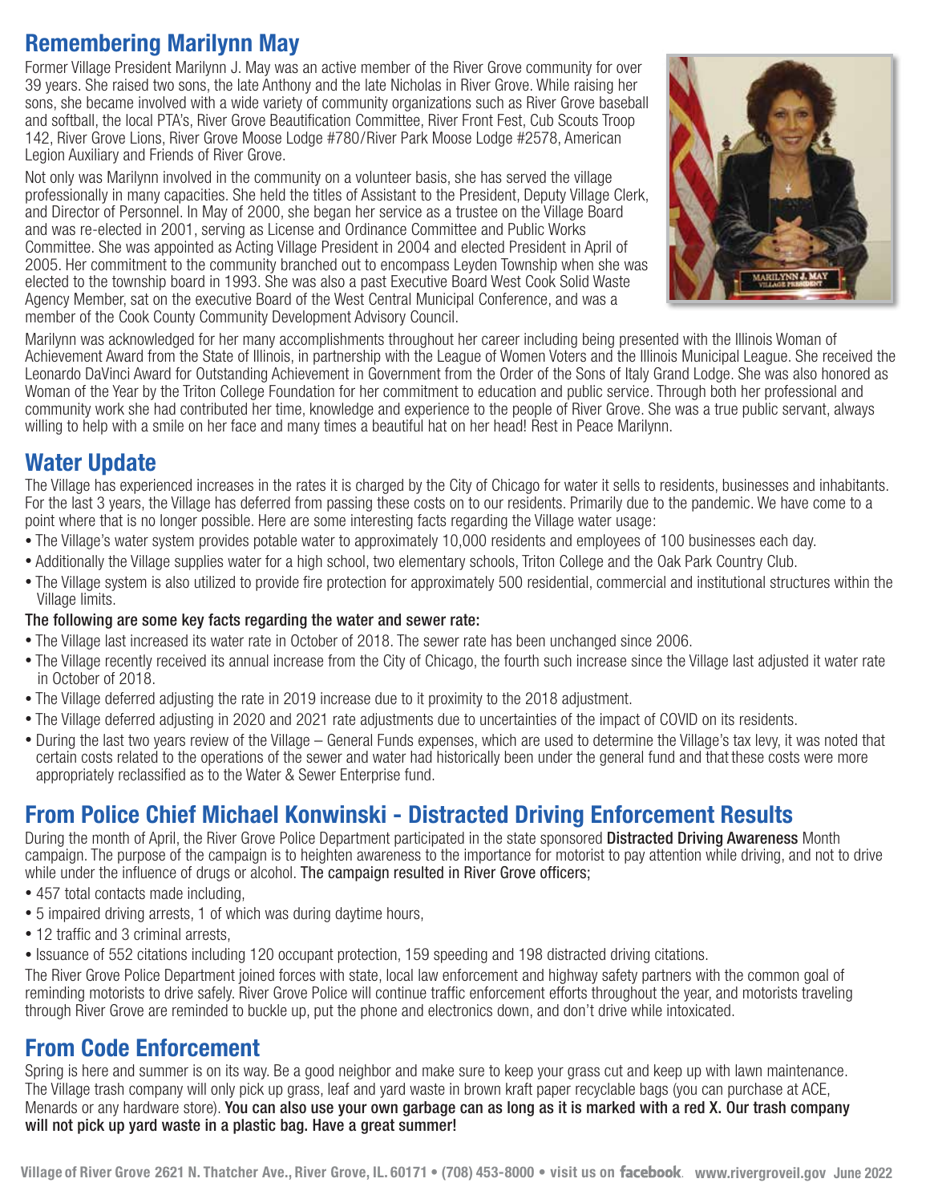## Remembering Marilynn May

Former Village President Marilynn J. May was an active member of the River Grove community for over 39 years. She raised two sons, the late Anthony and the late Nicholas in River Grove. While raising her sons, she became involved with a wide variety of community organizations such as River Grove baseball and softball, the local PTA's, River Grove Beautification Committee, River Front Fest, Cub Scouts Troop 142, River Grove Lions, River Grove Moose Lodge #780/River Park Moose Lodge #2578, American Legion Auxiliary and Friends of River Grove.

Not only was Marilynn involved in the community on a volunteer basis, she has served the village professionally in many capacities. She held the titles of Assistant to the President, Deputy Village Clerk, and Director of Personnel. In May of 2000, she began her service as a trustee on the Village Board and was re-elected in 2001, serving as License and Ordinance Committee and Public Works Committee. She was appointed as Acting Village President in 2004 and elected President in April of 2005. Her commitment to the community branched out to encompass Leyden Township when she was elected to the township board in 1993. She was also a past Executive Board West Cook Solid Waste Agency Member, sat on the executive Board of the West Central Municipal Conference, and was a member of the Cook County Community Development Advisory Council.

Marilynn was acknowledged for her many accomplishments throughout her career including being presented with the Illinois Woman of Achievement Award from the State of Illinois, in partnership with the League of Women Voters and the Illinois Municipal League. She received the Leonardo DaVinci Award for Outstanding Achievement in Government from the Order of the Sons of Italy Grand Lodge. She was also honored as Woman of the Year by the Triton College Foundation for her commitment to education and public service. Through both her professional and community work she had contributed her time, knowledge and experience to the people of River Grove. She was a true public servant, always willing to help with a smile on her face and many times a beautiful hat on her head! Rest in Peace Marilynn.

## Water Update

The Village has experienced increases in the rates it is charged by the City of Chicago for water it sells to residents, businesses and inhabitants. For the last 3 years, the Village has deferred from passing these costs on to our residents. Primarily due to the pandemic. We have come to a point where that is no longer possible. Here are some interesting facts regarding the Village water usage:

- The Village's water system provides potable water to approximately 10,000 residents and employees of 100 businesses each day.
- Additionally the Village supplies water for a high school, two elementary schools, Triton College and the Oak Park Country Club.
- The Village system is also utilized to provide fire protection for approximately 500 residential, commercial and institutional structures within the Village limits.

**The following are some key facts regarding the water and sewer rate:**

- The Village last increased its water rate in October of 2018. The sewer rate has been unchanged since 2006.
- The Village recently received its annual increase from the City of Chicago, the fourth such increase since the Village last adjusted it water rate in October of 2018.
- The Village deferred adjusting the rate in 2019 increase due to it proximity to the 2018 adjustment.
- The Village deferred adjusting in 2020 and 2021 rate adjustments due to uncertainties of the impact of COVID on its residents.
- During the last two years review of the Village – General Funds expenses, which are used to determine the Village's tax levy, it was noted that certain costs related to the operations of the sewer and water had historically been under the general fund and that these costs were more appropriately reclassified as to the Water & Sewer Enterprise fund.

## From Police Chief Michael Konwinski - Distracted Driving Enforcement Results

During the month of April, the River Grove Police Department participated in the state sponsored **Distracted Driving Awareness** Month campaign. The purpose of the campaign is to heighten awareness to the importance for motorist to pay attention while driving, and not to drive while under the influence of drugs or alcohol. **The campaign resulted in River Grove officers;**

- 457 total contacts made including,
- 5 impaired driving arrests, 1 of which was during daytime hours,
- 12 traffic and 3 criminal arrests,
- Issuance of 552 citations including 120 occupant protection, 159 speeding and 198 distracted driving citations.

The River Grove Police Department joined forces with state, local law enforcement and highway safety partners with the common goal of reminding motorists to drive safely. River Grove Police will continue traffic enforcement efforts throughout the year, and motorists traveling through River Grove are reminded to buckle up, put the phone and electronics down, and don't drive while intoxicated.

## From Code Enforcement

Spring is here and summer is on its way. Be a good neighbor and make sure to keep your grass cut and keep up with lawn maintenance. The Village trash company will only pick up grass, leaf and yard waste in brown kraft paper recyclable bags (you can purchase at ACE, Menards or any hardware store). **You can also use your own garbage can as long as it is marked with a red X. Our trash company will not pick up yard waste in a plastic bag. Have a great summer!**

Village of River Grove 2621 N. Thatcher Ave., River Grove, IL. 60171 • (708) 453-8000 • visit us on facebook. www.rivergroveil.gov June 2022